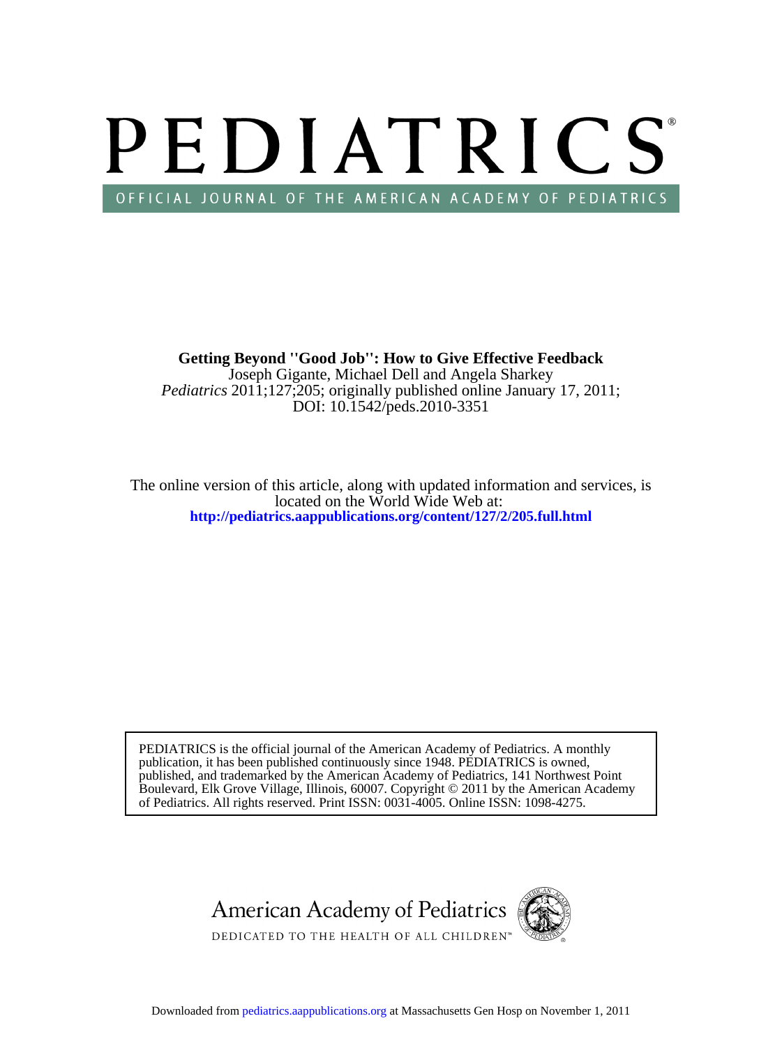# PEDIATRICS

OFFICIAL JOURNAL OF THE AMERICAN ACADEMY OF PEDIATRICS

**Getting Beyond "Good Job": How to Give Effective Feedback**

Joseph Gigante, Michael Dell and Angela Sharkey

*Pediatrics* 2011;127;205; originally published online January 17, 2011;

DOI: 10.1542/peds.2010-3351

The online version of this article, along with updated information and services, is located on the World Wide Web at:

**http://pediatrics.aappublications.org/content/127/2/205.full.html**

PEDIATRICS is the official journal of the American Academy of Pediatrics. A monthly publication, it has been published continuously since 1948. PEDIATRICS is owned, published, and trademarked by the American Academy of Pediatrics, 141 Northwest Point Boulevard, Elk Grove Village, Illinois, 60007. Copyright © 2011 by the American Academy of Pediatrics. All rights reserved. Print ISSN: 0031-4005. Online ISSN: 1098-4275.

American Academy of Pediatrics

DEDICATED TO THE HEALTH OF ALL CHILDREN™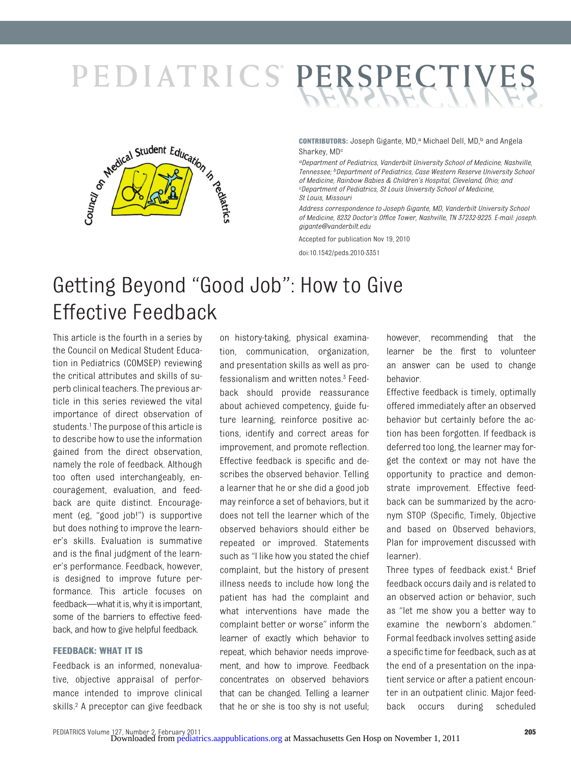# PEDIATRICS PERSPECTIVES

**CONTRIBUTORS:** Joseph Gigante, MD,[a] Michael Dell, MD,[b] and Angela Sharkey, MD[c]

*[a]Department of Pediatrics, Vanderbilt University School of Medicine, Nashville, Tennessee; [b]Department of Pediatrics, Case Western Reserve University School of Medicine, Rainbow Babies & Children's Hospital, Cleveland, Ohio; and [c]Department of Pediatrics, St Louis University School of Medicine, St Louis, Missouri*

*Address correspondence to Joseph Gigante, MD, Vanderbilt University School of Medicine, 8232 Doctor's Office Tower, Nashville, TN 37232-9225. E-mail: joseph.gigante@vanderbilt.edu*

Accepted for publication Nov 19, 2010

doi:10.1542/peds.2010-3351

# Getting Beyond "Good Job": How to Give Effective Feedback

This article is the fourth in a series by the Council on Medical Student Education in Pediatrics (COMSEP) reviewing the critical attributes and skills of superb clinical teachers. The previous article in this series reviewed the vital importance of direct observation of students.[1] The purpose of this article is to describe how to use the information gained from the direct observation, namely the role of feedback. Although too often used interchangeably, encouragement, evaluation, and feedback are quite distinct. Encouragement (eg, "good job!") is supportive but does nothing to improve the learner's skills. Evaluation is summative and is the final judgment of the learner's performance. Feedback, however, is designed to improve future performance. This article focuses on feedback—what it is, why it is important, some of the barriers to effective feedback, and how to give helpful feedback.

## FEEDBACK: WHAT IT IS

Feedback is an informed, nonevaluative, objective appraisal of performance intended to improve clinical skills.[2] A preceptor can give feedback on history-taking, physical examination, communication, organization, and presentation skills as well as professionalism and written notes.[3] Feedback should provide reassurance about achieved competency, guide future learning, reinforce positive actions, identify and correct areas for improvement, and promote reflection. Effective feedback is specific and describes the observed behavior. Telling a learner that he or she did a good job may reinforce a set of behaviors, but it does not tell the learner which of the observed behaviors should either be repeated or improved. Statements such as "I like how you stated the chief complaint, but the history of present illness needs to include how long the patient has had the complaint and what interventions have made the complaint better or worse" inform the learner of exactly which behavior to repeat, which behavior needs improvement, and how to improve. Feedback concentrates on observed behaviors that can be changed. Telling a learner that he or she is too shy is not useful; however, recommending that the learner be the first to volunteer an answer can be used to change behavior.

Effective feedback is timely, optimally offered immediately after an observed behavior but certainly before the action has been forgotten. If feedback is deferred too long, the learner may forget the context or may not have the opportunity to practice and demonstrate improvement. Effective feedback can be summarized by the acronym STOP (Specific, Timely, Objective and based on Observed behaviors, Plan for improvement discussed with learner).

Three types of feedback exist.[4] Brief feedback occurs daily and is related to an observed action or behavior, such as "let me show you a better way to examine the newborn's abdomen." Formal feedback involves setting aside a specific time for feedback, such as at the end of a presentation on the inpatient service or after a patient encounter in an outpatient clinic. Major feedback occurs during scheduled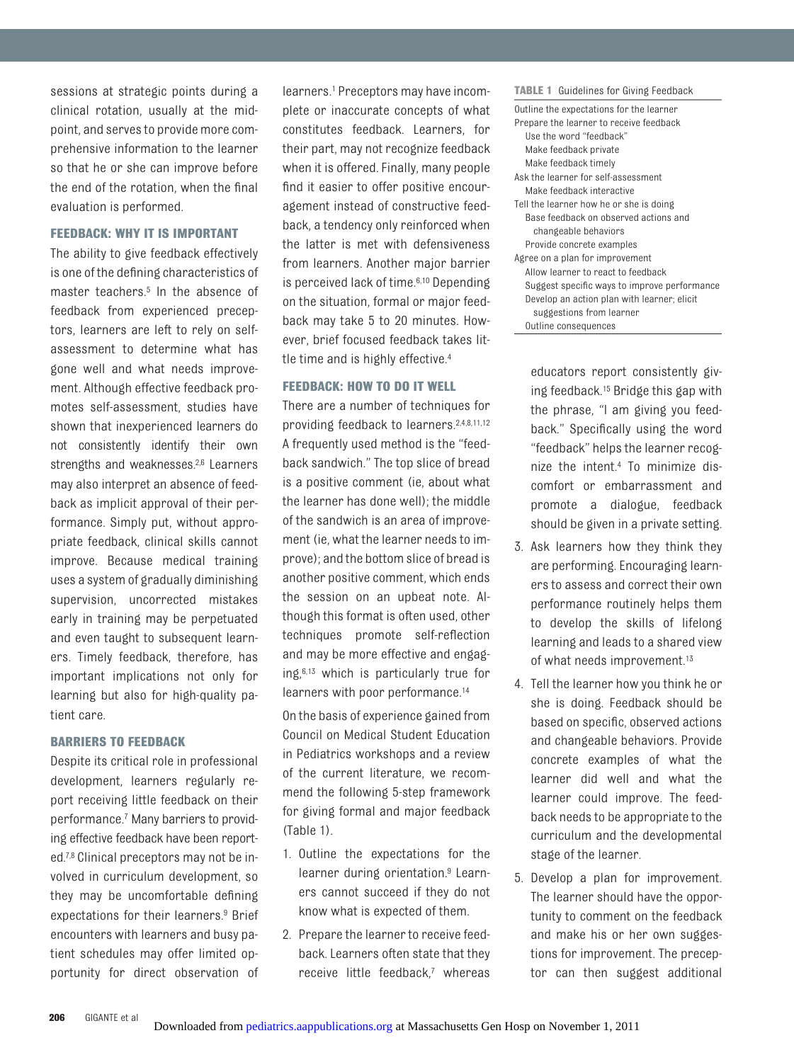sessions at strategic points during a clinical rotation, usually at the midpoint, and serves to provide more comprehensive information to the learner so that he or she can improve before the end of the rotation, when the final evaluation is performed.

### FEEDBACK: WHY IT IS IMPORTANT

The ability to give feedback effectively is one of the defining characteristics of master teachers.[5] In the absence of feedback from experienced preceptors, learners are left to rely on self-assessment to determine what has gone well and what needs improvement. Although effective feedback promotes self-assessment, studies have shown that inexperienced learners do not consistently identify their own strengths and weaknesses.[2,6] Learners may also interpret an absence of feedback as implicit approval of their performance. Simply put, without appropriate feedback, clinical skills cannot improve. Because medical training uses a system of gradually diminishing supervision, uncorrected mistakes early in training may be perpetuated and even taught to subsequent learners. Timely feedback, therefore, has important implications not only for learning but also for high-quality patient care.

### BARRIERS TO FEEDBACK

Despite its critical role in professional development, learners regularly report receiving little feedback on their performance.[7] Many barriers to providing effective feedback have been reported.[7,8] Clinical preceptors may not be involved in curriculum development, so they may be uncomfortable defining expectations for their learners.[9] Brief encounters with learners and busy patient schedules may offer limited opportunity for direct observation of learners.[1] Preceptors may have incomplete or inaccurate concepts of what constitutes feedback. Learners, for their part, may not recognize feedback when it is offered. Finally, many people find it easier to offer positive encouragement instead of constructive feedback, a tendency only reinforced when the latter is met with defensiveness from learners. Another major barrier is perceived lack of time.[6,10] Depending on the situation, formal or major feedback may take 5 to 20 minutes. However, brief focused feedback takes little time and is highly effective.[4]

### FEEDBACK: HOW TO DO IT WELL

There are a number of techniques for providing feedback to learners.[2,4,8,11,12] A frequently used method is the "feedback sandwich." The top slice of bread is a positive comment (ie, about what the learner has done well); the middle of the sandwich is an area of improvement (ie, what the learner needs to improve); and the bottom slice of bread is another positive comment, which ends the session on an upbeat note. Although this format is often used, other techniques promote self-reflection and may be more effective and engaging,[6,13] which is particularly true for learners with poor performance.[14]

On the basis of experience gained from Council on Medical Student Education in Pediatrics workshops and a review of the current literature, we recommend the following 5-step framework for giving formal and major feedback (Table 1).

**TABLE 1** Guidelines for Giving Feedback

| |
|---|
| Outline the expectations for the learner |
| Prepare the learner to receive feedback |
| &nbsp;&nbsp;&nbsp;&nbsp;Use the word "feedback" |
| &nbsp;&nbsp;&nbsp;&nbsp;Make feedback private |
| &nbsp;&nbsp;&nbsp;&nbsp;Make feedback timely |
| Ask the learner for self-assessment |
| &nbsp;&nbsp;&nbsp;&nbsp;Make feedback interactive |
| Tell the learner how he or she is doing |
| &nbsp;&nbsp;&nbsp;&nbsp;Base feedback on observed actions and changeable behaviors |
| &nbsp;&nbsp;&nbsp;&nbsp;Provide concrete examples |
| Agree on a plan for improvement |
| &nbsp;&nbsp;&nbsp;&nbsp;Allow learner to react to feedback |
| &nbsp;&nbsp;&nbsp;&nbsp;Suggest specific ways to improve performance |
| &nbsp;&nbsp;&nbsp;&nbsp;Develop an action plan with learner; elicit suggestions from learner |
| &nbsp;&nbsp;&nbsp;&nbsp;Outline consequences |

1. Outline the expectations for the learner during orientation.[9] Learners cannot succeed if they do not know what is expected of them.
2. Prepare the learner to receive feedback. Learners often state that they receive little feedback,[7] whereas educators report consistently giving feedback.[15] Bridge this gap with the phrase, "I am giving you feedback." Specifically using the word "feedback" helps the learner recognize the intent.[4] To minimize discomfort or embarrassment and promote a dialogue, feedback should be given in a private setting.
3. Ask learners how they think they are performing. Encouraging learners to assess and correct their own performance routinely helps them to develop the skills of lifelong learning and leads to a shared view of what needs improvement.[13]
4. Tell the learner how you think he or she is doing. Feedback should be based on specific, observed actions and changeable behaviors. Provide concrete examples of what the learner did well and what the learner could improve. The feedback needs to be appropriate to the curriculum and the developmental stage of the learner.
5. Develop a plan for improvement. The learner should have the opportunity to comment on the feedback and make his or her own suggestions for improvement. The preceptor can then suggest additional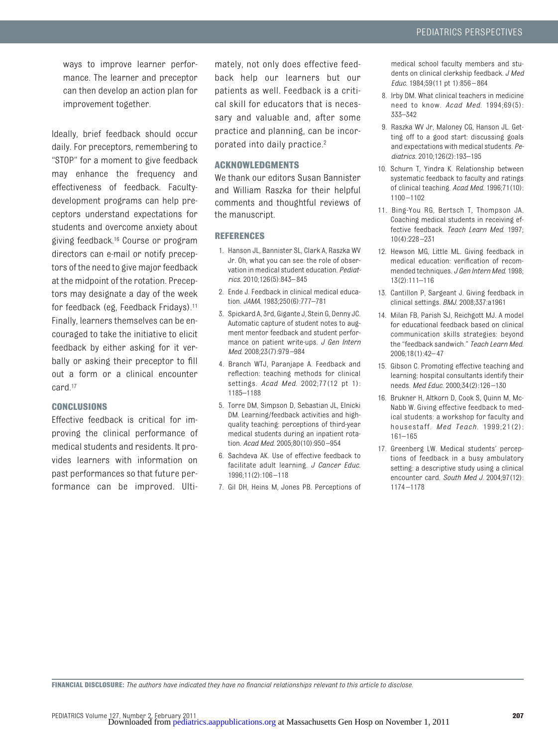ways to improve learner performance. The learner and preceptor can then develop an action plan for improvement together.

Ideally, brief feedback should occur daily. For preceptors, remembering to "STOP" for a moment to give feedback may enhance the frequency and effectiveness of feedback. Faculty-development programs can help preceptors understand expectations for students and overcome anxiety about giving feedback.[16] Course or program directors can e-mail or notify preceptors of the need to give major feedback at the midpoint of the rotation. Preceptors may designate a day of the week for feedback (eg, Feedback Fridays).[11] Finally, learners themselves can be encouraged to take the initiative to elicit feedback by either asking for it verbally or asking their preceptor to fill out a form or a clinical encounter card.[17]

## CONCLUSIONS

Effective feedback is critical for improving the clinical performance of medical students and residents. It provides learners with information on past performances so that future performance can be improved. Ultimately, not only does effective feedback help our learners but our patients as well. Feedback is a critical skill for educators that is necessary and valuable and, after some practice and planning, can be incorporated into daily practice.[2]

## ACKNOWLEDGMENTS

We thank our editors Susan Bannister and William Raszka for their helpful comments and thoughtful reviews of the manuscript.

## REFERENCES

1. Hanson JL, Bannister SL, Clark A, Raszka WV Jr. Oh, what you can see: the role of observation in medical student education. *Pediatrics*. 2010;126(5):843–845
2. Ende J. Feedback in clinical medical education. *JAMA*. 1983;250(6):777–781
3. Spickard A, 3rd, Gigante J, Stein G, Denny JC. Automatic capture of student notes to augment mentor feedback and student performance on patient write-ups. *J Gen Intern Med*. 2008;23(7):979–984
4. Branch WTJ, Paranjape A. Feedback and reflection: teaching methods for clinical settings. *Acad Med*. 2002;77(12 pt 1):1185–1188
5. Torre DM, Simpson D, Sebastian JL, Elnicki DM. Learning/feedback activities and high-quality teaching: perceptions of third-year medical students during an inpatient rotation. *Acad Med*. 2005;80(10):950–954
6. Sachdeva AK. Use of effective feedback to facilitate adult learning. *J Cancer Educ*. 1996;11(2):106–118
7. Gil DH, Heins M, Jones PB. Perceptions of medical school faculty members and students on clinical clerkship feedback. *J Med Educ*. 1984;59(11 pt 1):856–864
8. Irby DM. What clinical teachers in medicine need to know. *Acad Med*. 1994;69(5):333–342
9. Raszka WV Jr, Maloney CG, Hanson JL. Getting off to a good start: discussing goals and expectations with medical students. *Pediatrics*. 2010;126(2):193–195
10. Schurn T, Yindra K. Relationship between systematic feedback to faculty and ratings of clinical teaching. *Acad Med*. 1996;71(10):1100–1102
11. Bing-You RG, Bertsch T, Thompson JA. Coaching medical students in receiving effective feedback. *Teach Learn Med*. 1997;10(4):228–231
12. Hewson MG, Little ML. Giving feedback in medical education: verification of recommended techniques. *J Gen Intern Med*. 1998;13(2):111–116
13. Cantillon P, Sargeant J. Giving feedback in clinical settings. *BMJ*. 2008;337:a1961
14. Milan FB, Parish SJ, Reichgott MJ. A model for educational feedback based on clinical communication skills strategies: beyond the "feedback sandwich." *Teach Learn Med*. 2006;18(1):42–47
15. Gibson C. Promoting effective teaching and learning: hospital consultants identify their needs. *Med Educ*. 2000;34(2):126–130
16. Brukner H, Altkorn D, Cook S, Quinn M, McNabb W. Giving effective feedback to medical students: a workshop for faculty and housestaff. *Med Teach*. 1999;21(2):161–165
17. Greenberg LW. Medical students' perceptions of feedback in a busy ambulatory setting: a descriptive study using a clinical encounter card. *South Med J*. 2004;97(12):1174–1178

**FINANCIAL DISCLOSURE:** *The authors have indicated they have no financial relationships relevant to this article to disclose.*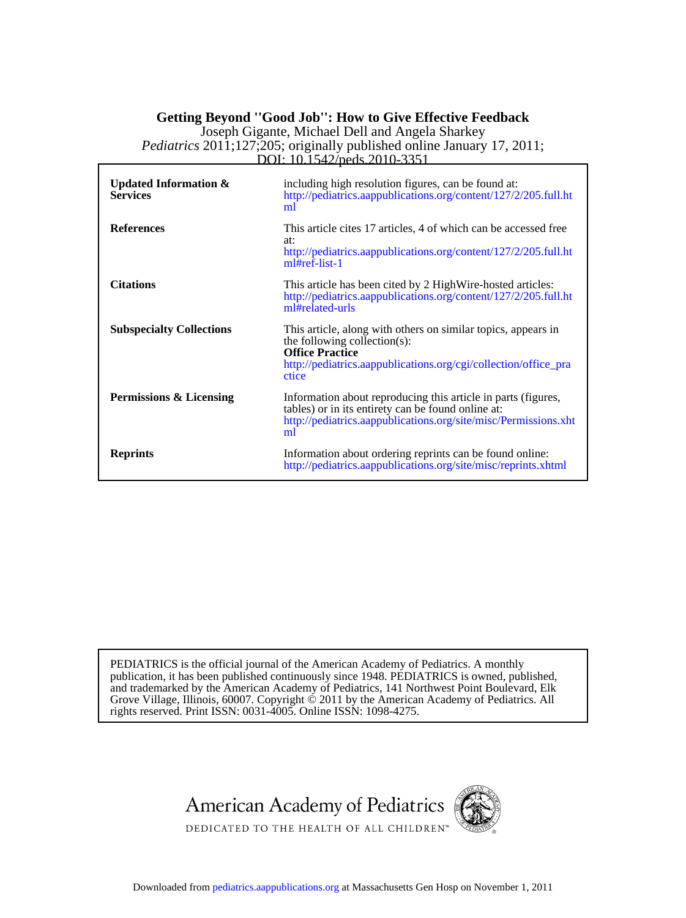**Getting Beyond "Good Job": How to Give Effective Feedback**

Joseph Gigante, Michael Dell and Angela Sharkey

*Pediatrics* 2011;127;205; originally published online January 17, 2011;

DOI: 10.1542/peds.2010-3351

| | |
|---|---|
| **Updated Information & Services** | including high resolution figures, can be found at: http://pediatrics.aappublications.org/content/127/2/205.full.html |
| **References** | This article cites 17 articles, 4 of which can be accessed free at: http://pediatrics.aappublications.org/content/127/2/205.full.html#ref-list-1 |
| **Citations** | This article has been cited by 2 HighWire-hosted articles: http://pediatrics.aappublications.org/content/127/2/205.full.html#related-urls |
| **Subspecialty Collections** | This article, along with others on similar topics, appears in the following collection(s): **Office Practice** http://pediatrics.aappublications.org/cgi/collection/office_practice |
| **Permissions & Licensing** | Information about reproducing this article in parts (figures, tables) or in its entirety can be found online at: http://pediatrics.aappublications.org/site/misc/Permissions.xhtml |
| **Reprints** | Information about ordering reprints can be found online: http://pediatrics.aappublications.org/site/misc/reprints.xhtml |

PEDIATRICS is the official journal of the American Academy of Pediatrics. A monthly publication, it has been published continuously since 1948. PEDIATRICS is owned, published, and trademarked by the American Academy of Pediatrics, 141 Northwest Point Boulevard, Elk Grove Village, Illinois, 60007. Copyright © 2011 by the American Academy of Pediatrics. All rights reserved. Print ISSN: 0031-4005. Online ISSN: 1098-4275.

American Academy of Pediatrics

DEDICATED TO THE HEALTH OF ALL CHILDREN™

Downloaded from pediatrics.aappublications.org at Massachusetts Gen Hosp on November 1, 2011